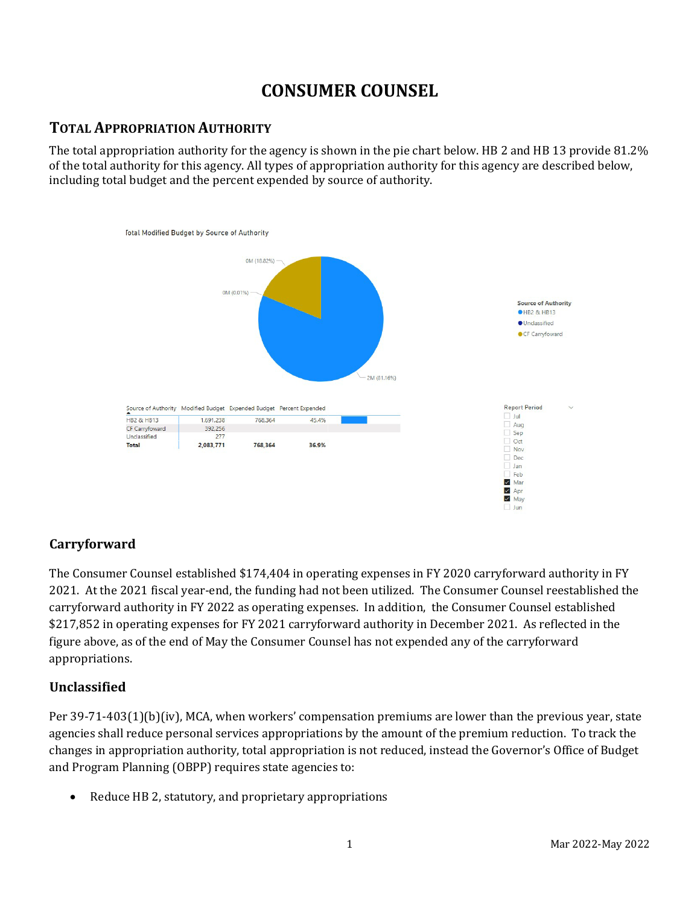# CONSUMER COUNSEL

## Total Appropriation Authority

The total appropriation authority for the agency is shown in the pie chart below. HB 2 and HB 13 provide 81.2% of the total authority for this agency. All types of appropriation authority for this agency are described below, including total budget and the percent expended by source of authority.

Total Modified Budget by Source of Authority

| Source of Authority | Modified Budget | Expended Budget | Percent Expended |
|---|---|---|---|
| HB2 & HB13 | 1,691,238 | 768,364 | 45.4% |
| CF Carryfoward | 392,256 | | |
| Unclassified | 277 | | |
| **Total** | **2,083,771** | **768,364** | **36.9%** |

## Carryforward

The Consumer Counsel established $174,404 in operating expenses in FY 2020 carryforward authority in FY 2021. At the 2021 fiscal year-end, the funding had not been utilized. The Consumer Counsel reestablished the carryforward authority in FY 2022 as operating expenses. In addition, the Consumer Counsel established $217,852 in operating expenses for FY 2021 carryforward authority in December 2021. As reflected in the figure above, as of the end of May the Consumer Counsel has not expended any of the carryforward appropriations.

## Unclassified

Per 39-71-403(1)(b)(iv), MCA, when workers' compensation premiums are lower than the previous year, state agencies shall reduce personal services appropriations by the amount of the premium reduction. To track the changes in appropriation authority, total appropriation is not reduced, instead the Governor's Office of Budget and Program Planning (OBPP) requires state agencies to:

- Reduce HB 2, statutory, and proprietary appropriations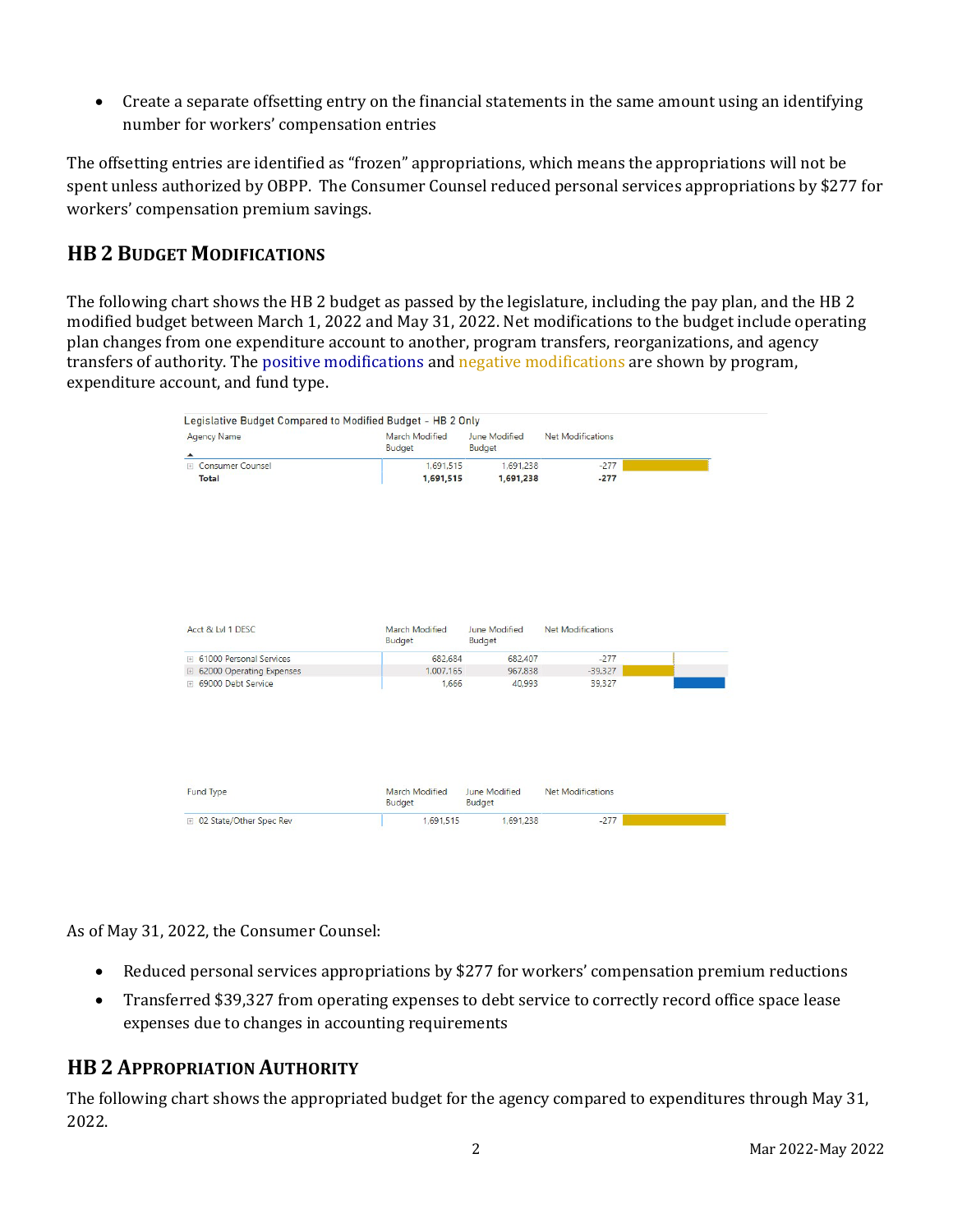- Create a separate offsetting entry on the financial statements in the same amount using an identifying number for workers' compensation entries

The offsetting entries are identified as "frozen" appropriations, which means the appropriations will not be spent unless authorized by OBPP. The Consumer Counsel reduced personal services appropriations by $277 for workers' compensation premium savings.

## HB 2 Budget Modifications

The following chart shows the HB 2 budget as passed by the legislature, including the pay plan, and the HB 2 modified budget between March 1, 2022 and May 31, 2022. Net modifications to the budget include operating plan changes from one expenditure account to another, program transfers, reorganizations, and agency transfers of authority. The positive modifications and negative modifications are shown by program, expenditure account, and fund type.

Legislative Budget Compared to Modified Budget - HB 2 Only

| Agency Name | March Modified Budget | June Modified Budget | Net Modifications |
|---|---|---|---|
| Consumer Counsel | 1,691,515 | 1,691,238 | -277 |
| **Total** | **1,691,515** | **1,691,238** | **-277** |

| Acct & Lvl 1 DESC | March Modified Budget | June Modified Budget | Net Modifications |
|---|---|---|---|
| 61000 Personal Services | 682,684 | 682,407 | -277 |
| 62000 Operating Expenses | 1,007,165 | 967,838 | -39,327 |
| 69000 Debt Service | 1,666 | 40,993 | 39,327 |

| Fund Type | March Modified Budget | June Modified Budget | Net Modifications |
|---|---|---|---|
| 02 State/Other Spec Rev | 1,691,515 | 1,691,238 | -277 |

As of May 31, 2022, the Consumer Counsel:

- Reduced personal services appropriations by $277 for workers' compensation premium reductions
- Transferred $39,327 from operating expenses to debt service to correctly record office space lease expenses due to changes in accounting requirements

## HB 2 Appropriation Authority

The following chart shows the appropriated budget for the agency compared to expenditures through May 31, 2022.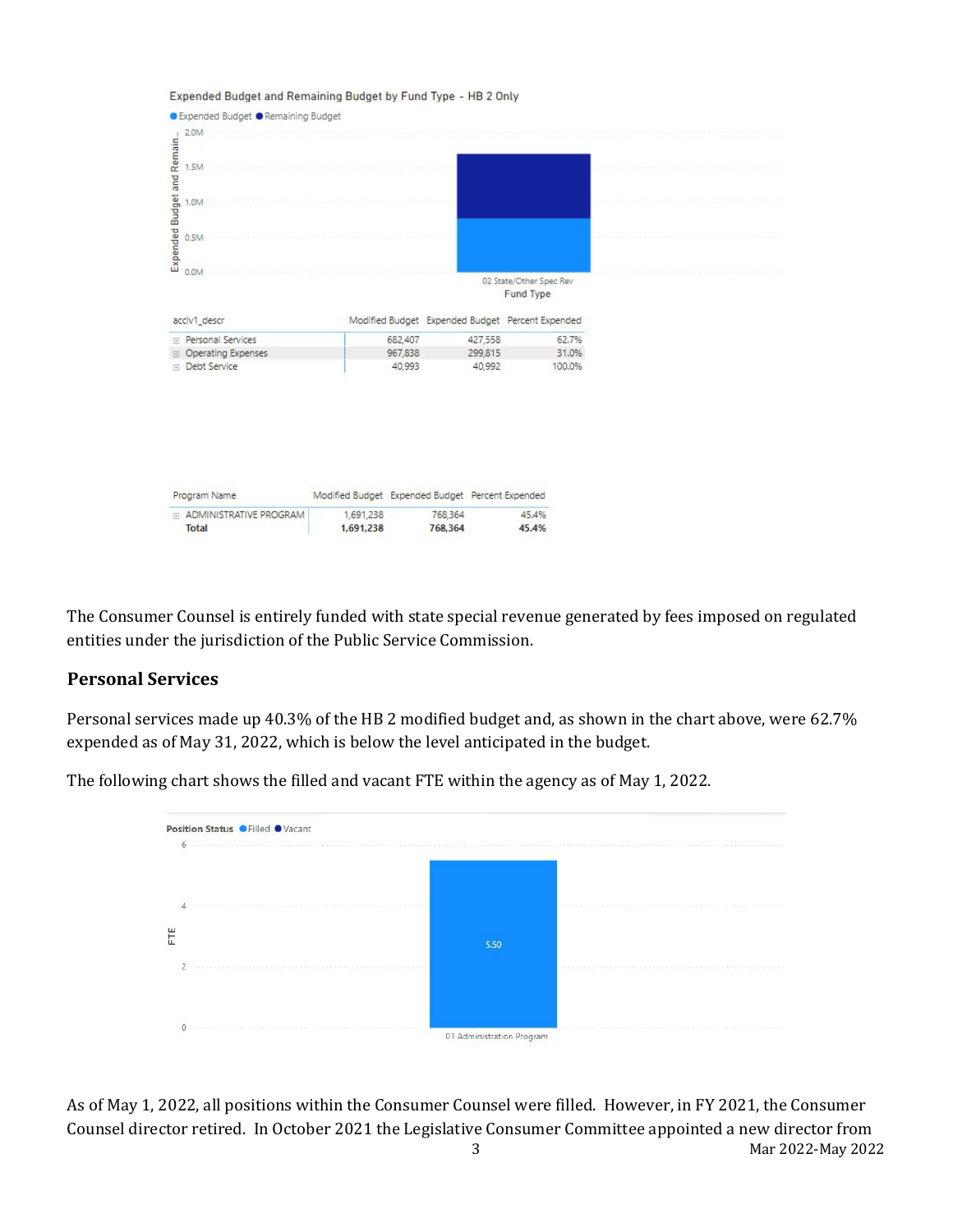Expended Budget and Remaining Budget by Fund Type - HB 2 Only

| acclv1_descr | Modified Budget | Expended Budget | Percent Expended |
|---|---|---|---|
| Personal Services | 682,407 | 427,558 | 62.7% |
| Operating Expenses | 967,838 | 299,815 | 31.0% |
| Debt Service | 40,993 | 40,992 | 100.0% |

| Program Name | Modified Budget | Expended Budget | Percent Expended |
|---|---|---|---|
| ADMINISTRATIVE PROGRAM | 1,691,238 | 768,364 | 45.4% |
| **Total** | **1,691,238** | **768,364** | **45.4%** |

The Consumer Counsel is entirely funded with state special revenue generated by fees imposed on regulated entities under the jurisdiction of the Public Service Commission.

## Personal Services

Personal services made up 40.3% of the HB 2 modified budget and, as shown in the chart above, were 62.7% expended as of May 31, 2022, which is below the level anticipated in the budget.

The following chart shows the filled and vacant FTE within the agency as of May 1, 2022.

As of May 1, 2022, all positions within the Consumer Counsel were filled. However, in FY 2021, the Consumer Counsel director retired. In October 2021 the Legislative Consumer Committee appointed a new director from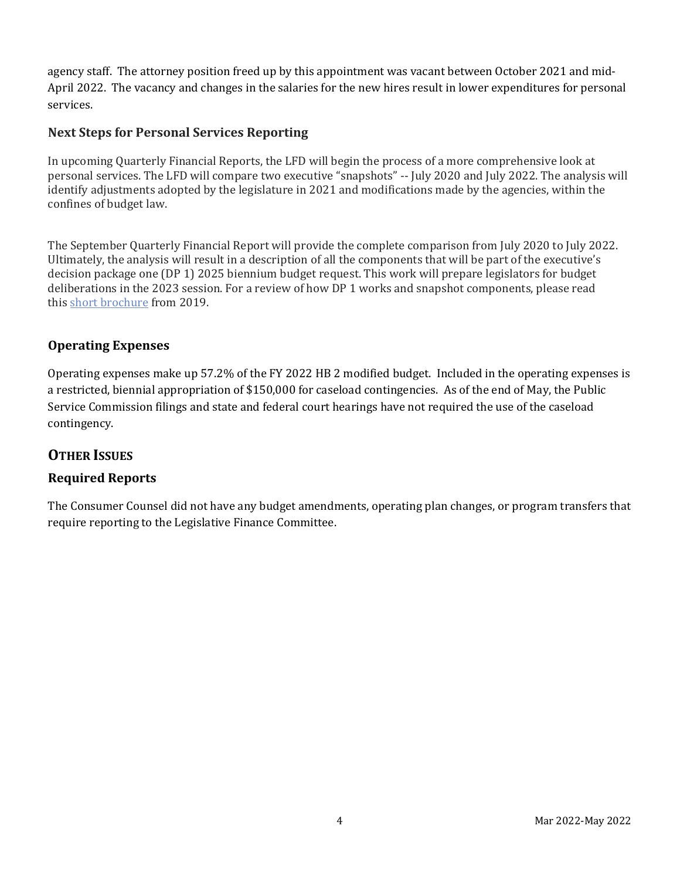agency staff. The attorney position freed up by this appointment was vacant between October 2021 and mid-April 2022. The vacancy and changes in the salaries for the new hires result in lower expenditures for personal services.

### Next Steps for Personal Services Reporting

In upcoming Quarterly Financial Reports, the LFD will begin the process of a more comprehensive look at personal services. The LFD will compare two executive "snapshots" -- July 2020 and July 2022. The analysis will identify adjustments adopted by the legislature in 2021 and modifications made by the agencies, within the confines of budget law.

The September Quarterly Financial Report will provide the complete comparison from July 2020 to July 2022. Ultimately, the analysis will result in a description of all the components that will be part of the executive's decision package one (DP 1) 2025 biennium budget request. This work will prepare legislators for budget deliberations in the 2023 session. For a review of how DP 1 works and snapshot components, please read this short brochure from 2019.

### Operating Expenses

Operating expenses make up 57.2% of the FY 2022 HB 2 modified budget. Included in the operating expenses is a restricted, biennial appropriation of $150,000 for caseload contingencies. As of the end of May, the Public Service Commission filings and state and federal court hearings have not required the use of the caseload contingency.

## OTHER ISSUES

### Required Reports

The Consumer Counsel did not have any budget amendments, operating plan changes, or program transfers that require reporting to the Legislative Finance Committee.